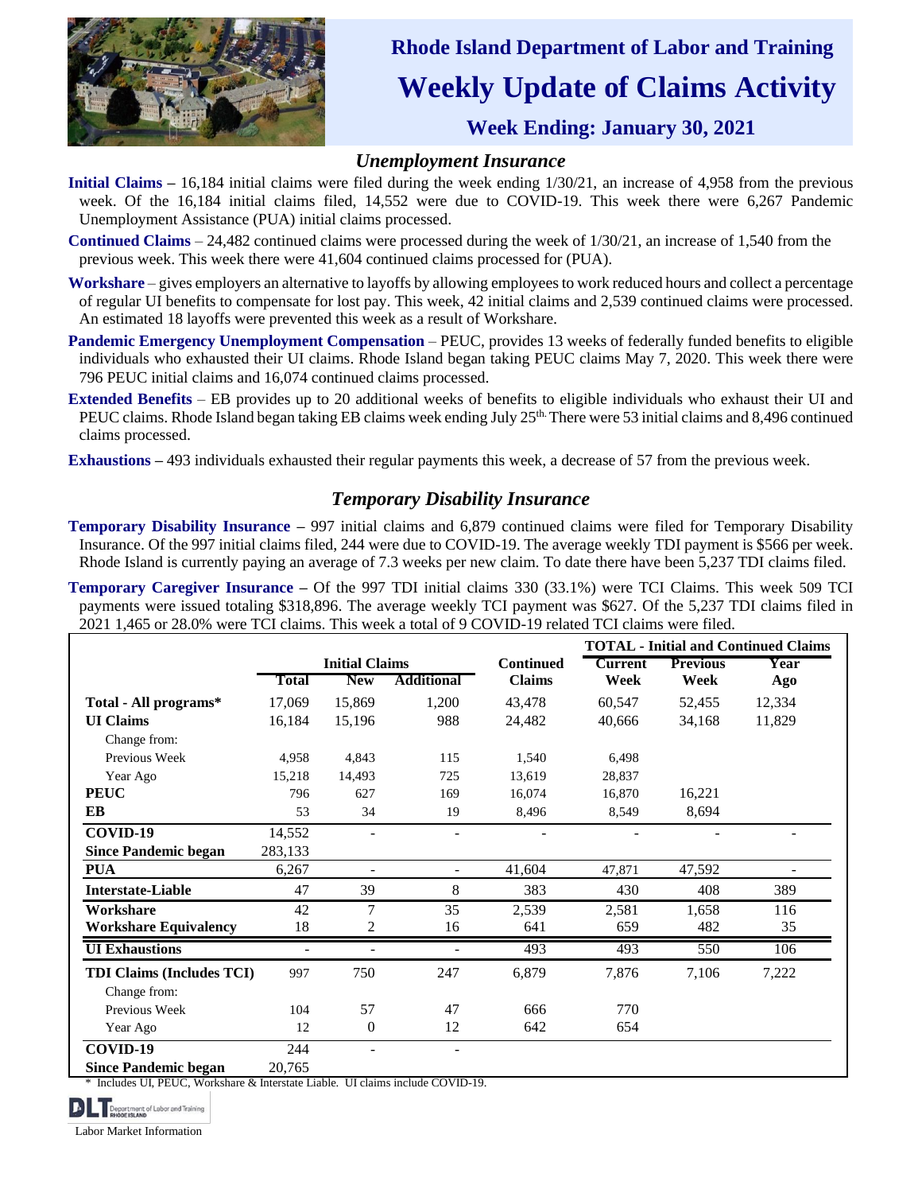# Rhode Island Department of Labor and Training

# Weekly Update of Claims Activity

### Week Ending: January 30, 2021

## *Unemployment Insurance*

**Initial Claims** – 16,184 initial claims were filed during the week ending 1/30/21, an increase of 4,958 from the previous week. Of the 16,184 initial claims filed, 14,552 were due to COVID-19. This week there were 6,267 Pandemic Unemployment Assistance (PUA) initial claims processed.

**Continued Claims** – 24,482 continued claims were processed during the week of 1/30/21, an increase of 1,540 from the previous week. This week there were 41,604 continued claims processed for (PUA).

**Workshare** – gives employers an alternative to layoffs by allowing employees to work reduced hours and collect a percentage of regular UI benefits to compensate for lost pay. This week, 42 initial claims and 2,539 continued claims were processed. An estimated 18 layoffs were prevented this week as a result of Workshare.

**Pandemic Emergency Unemployment Compensation** – PEUC, provides 13 weeks of federally funded benefits to eligible individuals who exhausted their UI claims. Rhode Island began taking PEUC claims May 7, 2020. This week there were 796 PEUC initial claims and 16,074 continued claims processed.

**Extended Benefits** – EB provides up to 20 additional weeks of benefits to eligible individuals who exhaust their UI and PEUC claims. Rhode Island began taking EB claims week ending July 25th. There were 53 initial claims and 8,496 continued claims processed.

**Exhaustions** – 493 individuals exhausted their regular payments this week, a decrease of 57 from the previous week.

## *Temporary Disability Insurance*

**Temporary Disability Insurance** – 997 initial claims and 6,879 continued claims were filed for Temporary Disability Insurance. Of the 997 initial claims filed, 244 were due to COVID-19. The average weekly TDI payment is $566 per week. Rhode Island is currently paying an average of 7.3 weeks per new claim. To date there have been 5,237 TDI claims filed.

**Temporary Caregiver Insurance** – Of the 997 TDI initial claims 330 (33.1%) were TCI Claims. This week 509 TCI payments were issued totaling $318,896. The average weekly TCI payment was $627. Of the 5,237 TDI claims filed in 2021 1,465 or 28.0% were TCI claims. This week a total of 9 COVID-19 related TCI claims were filed.

| | Initial Claims | | | Continued | TOTAL - Initial and Continued Claims | | |
|---|---|---|---|---|---|---|---|
| | Total | New | Additional | Claims | Current Week | Previous Week | Year Ago |
| **Total - All programs*** | 17,069 | 15,869 | 1,200 | 43,478 | 60,547 | 52,455 | 12,334 |
| **UI Claims** | 16,184 | 15,196 | 988 | 24,482 | 40,666 | 34,168 | 11,829 |
| Change from: | | | | | | | |
| Previous Week | 4,958 | 4,843 | 115 | 1,540 | 6,498 | | |
| Year Ago | 15,218 | 14,493 | 725 | 13,619 | 28,837 | | |
| **PEUC** | 796 | 627 | 169 | 16,074 | 16,870 | 16,221 | |
| **EB** | 53 | 34 | 19 | 8,496 | 8,549 | 8,694 | |
| **COVID-19** | 14,552 | - | - | - | - | - | - |
| **Since Pandemic began** | 283,133 | | | | | | |
| **PUA** | 6,267 | - | - | 41,604 | 47,871 | 47,592 | - |
| **Interstate-Liable** | 47 | 39 | 8 | 383 | 430 | 408 | 389 |
| **Workshare** | 42 | 7 | 35 | 2,539 | 2,581 | 1,658 | 116 |
| **Workshare Equivalency** | 18 | 2 | 16 | 641 | 659 | 482 | 35 |
| **UI Exhaustions** | - | - | - | 493 | 493 | 550 | 106 |
| **TDI Claims (Includes TCI)** | 997 | 750 | 247 | 6,879 | 7,876 | 7,106 | 7,222 |
| Change from: | | | | | | | |
| Previous Week | 104 | 57 | 47 | 666 | 770 | | |
| Year Ago | 12 | 0 | 12 | 642 | 654 | | |
| **COVID-19** | 244 | - | - | | | | |
| **Since Pandemic began** | 20,765 | | | | | | |

\* Includes UI, PEUC, Workshare & Interstate Liable. UI claims include COVID-19.

Labor Market Information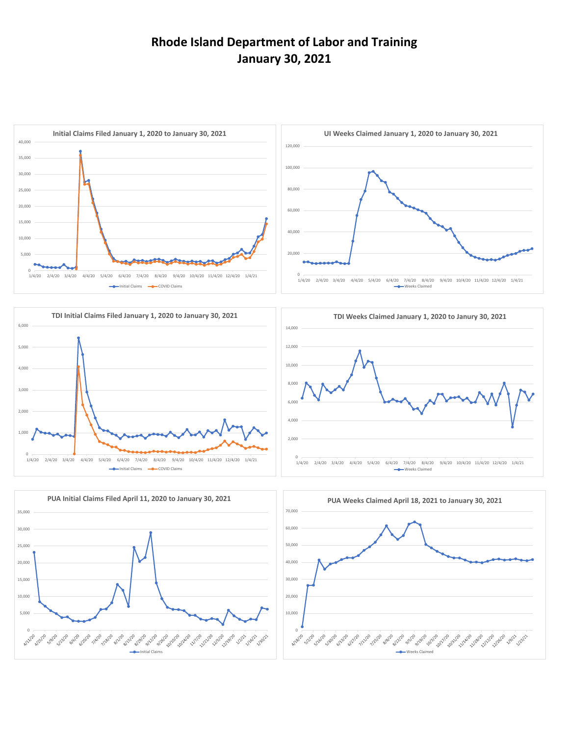# Rhode Island Department of Labor and Training
# January 30, 2021

**Initial Claims Filed January 1, 2020 to January 30, 2021**

40,000
35,000
30,000
25,000
20,000
15,000
10,000
5,000
0

1/4/20 2/4/20 3/4/20 4/4/20 5/4/20 6/4/20 7/4/20 8/4/20 9/4/20 10/4/20 11/4/20 12/4/20 1/4/21

Initial Claims — COVID Claims

**UI Weeks Claimed January 1, 2020 to January 30, 2021**

120,000
100,000
80,000
60,000
40,000
20,000
0

1/4/20 2/4/20 3/4/20 4/4/20 5/4/20 6/4/20 7/4/20 8/4/20 9/4/20 10/4/20 11/4/20 12/4/20 1/4/21

Weeks Claimed

**TDI Initial Claims Filed January 1, 2020 to January 30, 2021**

6,000
5,000
4,000
3,000
2,000
1,000
0

1/4/20 2/4/20 3/4/20 4/4/20 5/4/20 6/4/20 7/4/20 8/4/20 9/4/20 10/4/20 11/4/20 12/4/20 1/4/21

Initial Claims — COVID Claims

**TDI Weeks Claimed January 1, 2020 to Janury 30, 2021**

14,000
12,000
10,000
8,000
6,000
4,000
2,000
0

1/4/20 2/4/20 3/4/20 4/4/20 5/4/20 6/4/20 7/4/20 8/4/20 9/4/20 10/4/20 11/4/20 12/4/20 1/4/21

Weeks Claimed

**PUA Initial Claims Filed April 11, 2020 to January 30, 2021**

35,000
30,000
25,000
20,000
15,000
10,000
5,000
0

4/11/20 4/25/20 5/9/20 5/23/20 6/6/20 6/20/20 7/4/20 7/18/20 8/1/20 8/15/20 8/29/20 9/12/20 9/26/20 10/10/20 10/24/20 11/7/20 11/21/20 12/5/20 12/19/20 1/2/21 1/16/21 1/30/21

Initial Claims

**PUA Weeks Claimed April 18, 2021 to January 30, 2021**

70,000
60,000
50,000
40,000
30,000
20,000
10,000
0

4/18/20 5/2/20 5/16/20 5/30/20 6/13/20 6/27/20 7/11/20 7/25/20 8/8/20 8/22/20 9/5/20 9/19/20 10/3/20 10/17/20 10/31/20 11/14/20 11/28/20 12/12/20 12/26/20 1/9/21 1/23/21

Weeks Claimed